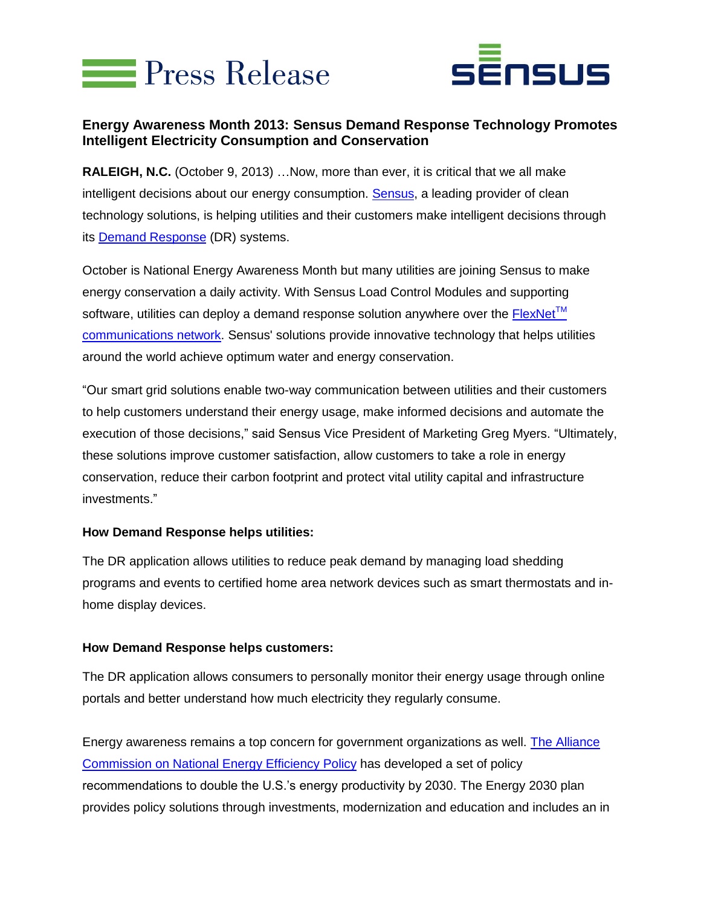Press Release

SENSUS

# Energy Awareness Month 2013: Sensus Demand Response Technology Promotes Intelligent Electricity Consumption and Conservation

**RALEIGH, N.C.** (October 9, 2013) …Now, more than ever, it is critical that we all make intelligent decisions about our energy consumption. Sensus, a leading provider of clean technology solutions, is helping utilities and their customers make intelligent decisions through its Demand Response (DR) systems.

October is National Energy Awareness Month but many utilities are joining Sensus to make energy conservation a daily activity. With Sensus Load Control Modules and supporting software, utilities can deploy a demand response solution anywhere over the FlexNet™ communications network. Sensus' solutions provide innovative technology that helps utilities around the world achieve optimum water and energy conservation.

"Our smart grid solutions enable two-way communication between utilities and their customers to help customers understand their energy usage, make informed decisions and automate the execution of those decisions," said Sensus Vice President of Marketing Greg Myers. "Ultimately, these solutions improve customer satisfaction, allow customers to take a role in energy conservation, reduce their carbon footprint and protect vital utility capital and infrastructure investments."

**How Demand Response helps utilities:**

The DR application allows utilities to reduce peak demand by managing load shedding programs and events to certified home area network devices such as smart thermostats and in-home display devices.

**How Demand Response helps customers:**

The DR application allows consumers to personally monitor their energy usage through online portals and better understand how much electricity they regularly consume.

Energy awareness remains a top concern for government organizations as well. The Alliance Commission on National Energy Efficiency Policy has developed a set of policy recommendations to double the U.S.'s energy productivity by 2030. The Energy 2030 plan provides policy solutions through investments, modernization and education and includes an in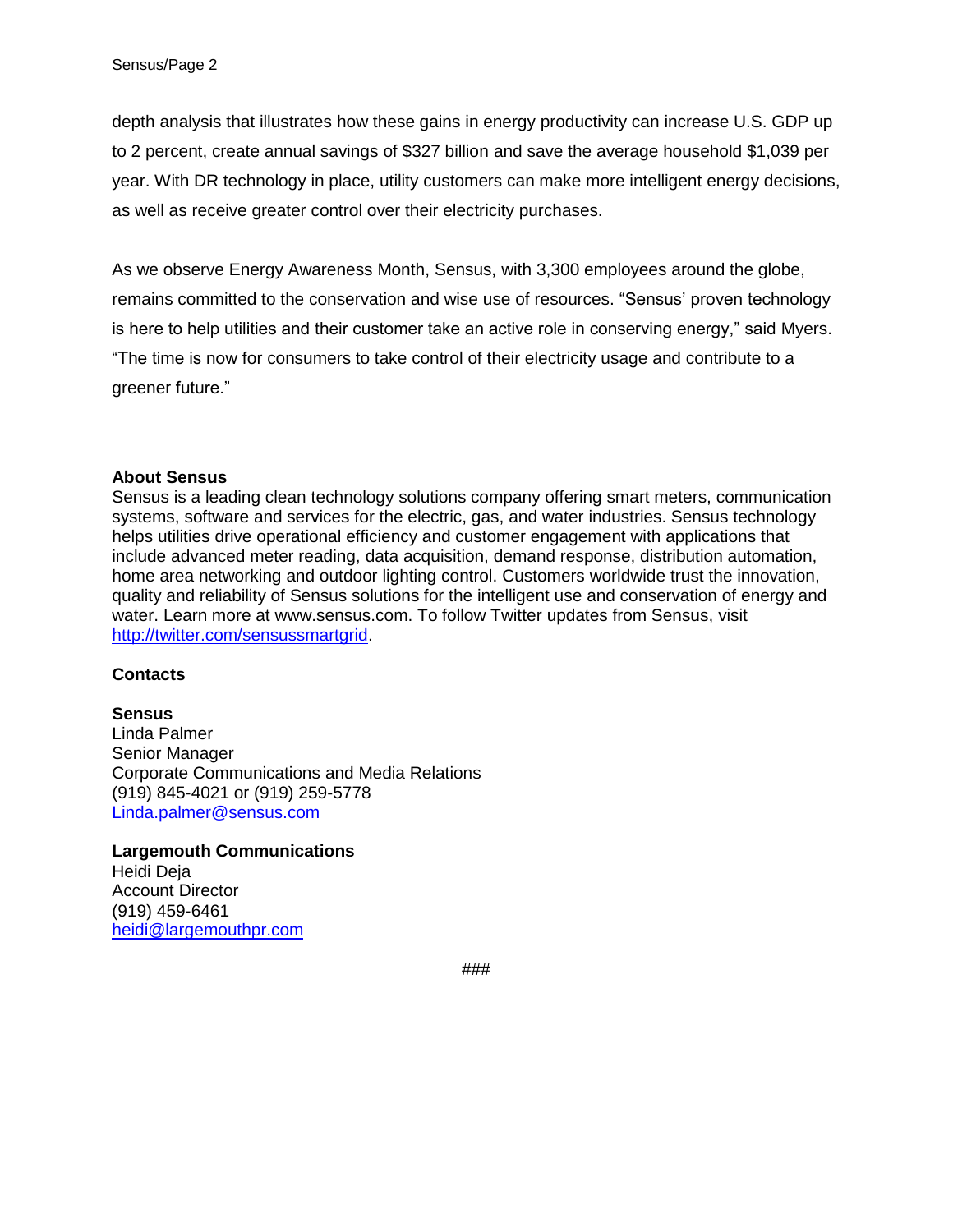depth analysis that illustrates how these gains in energy productivity can increase U.S. GDP up to 2 percent, create annual savings of $327 billion and save the average household $1,039 per year. With DR technology in place, utility customers can make more intelligent energy decisions, as well as receive greater control over their electricity purchases.

As we observe Energy Awareness Month, Sensus, with 3,300 employees around the globe, remains committed to the conservation and wise use of resources. "Sensus' proven technology is here to help utilities and their customer take an active role in conserving energy," said Myers. "The time is now for consumers to take control of their electricity usage and contribute to a greener future."

**About Sensus**

Sensus is a leading clean technology solutions company offering smart meters, communication systems, software and services for the electric, gas, and water industries. Sensus technology helps utilities drive operational efficiency and customer engagement with applications that include advanced meter reading, data acquisition, demand response, distribution automation, home area networking and outdoor lighting control. Customers worldwide trust the innovation, quality and reliability of Sensus solutions for the intelligent use and conservation of energy and water. Learn more at www.sensus.com. To follow Twitter updates from Sensus, visit http://twitter.com/sensussmartgrid.

**Contacts**

**Sensus**
Linda Palmer
Senior Manager
Corporate Communications and Media Relations
(919) 845-4021 or (919) 259-5778
Linda.palmer@sensus.com

**Largemouth Communications**
Heidi Deja
Account Director
(919) 459-6461
heidi@largemouthpr.com

###